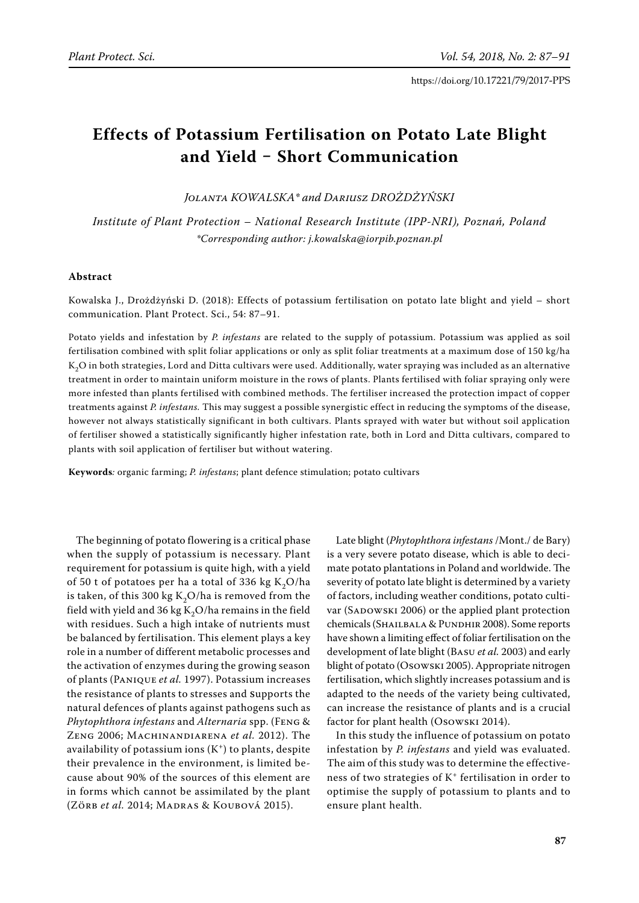https://doi.org/10.17221/79/2017-PPS

# Effects of Potassium Fertilisation on Potato Late Blight and Yield – Short Communication

*Jolanta KOWALSKA\* and Dariusz DROŻDŻYŃSKI*

*Institute of Plant Protection – National Research Institute (IPP-NRI), Poznań, Poland*
*\*Corresponding author: j.kowalska@iorpib.poznan.pl*

## Abstract

Kowalska J., Drożdżyński D. (2018): Effects of potassium fertilisation on potato late blight and yield – short communication. Plant Protect. Sci., 54: 87–91.

Potato yields and infestation by *P. infestans* are related to the supply of potassium. Potassium was applied as soil fertilisation combined with split foliar applications or only as split foliar treatments at a maximum dose of 150 kg/ha $K_2O$ in both strategies, Lord and Ditta cultivars were used. Additionally, water spraying was included as an alternative treatment in order to maintain uniform moisture in the rows of plants. Plants fertilised with foliar spraying only were more infested than plants fertilised with combined methods. The fertiliser increased the protection impact of copper treatments against *P. infestans.* This may suggest a possible synergistic effect in reducing the symptoms of the disease, however not always statistically significant in both cultivars. Plants sprayed with water but without soil application of fertiliser showed a statistically significantly higher infestation rate, both in Lord and Ditta cultivars, compared to plants with soil application of fertiliser but without watering.

**Keywords***:* organic farming; *P. infestans*; plant defence stimulation; potato cultivars

The beginning of potato flowering is a critical phase when the supply of potassium is necessary. Plant requirement for potassium is quite high, with a yield of 50 t of potatoes per ha a total of 336 kg $K_2O$/ha is taken, of this 300 kg $K_2O$/ha is removed from the field with yield and 36 kg $K_2O$/ha remains in the field with residues. Such a high intake of nutrients must be balanced by fertilisation. This element plays a key role in a number of different metabolic processes and the activation of enzymes during the growing season of plants (Panique *et al.* 1997). Potassium increases the resistance of plants to stresses and supports the natural defences of plants against pathogens such as *Phytophthora infestans* and *Alternaria* spp. (Feng & Zeng 2006; Machinandiarena *et al.* 2012). The availability of potassium ions ($K^+$) to plants, despite their prevalence in the environment, is limited because about 90% of the sources of this element are in forms which cannot be assimilated by the plant (Zörb *et al.* 2014; Madras & Koubová 2015).

Late blight (*Phytophthora infestans* /Mont./ de Bary) is a very severe potato disease, which is able to decimate potato plantations in Poland and worldwide. The severity of potato late blight is determined by a variety of factors, including weather conditions, potato cultivar (Sadowski 2006) or the applied plant protection chemicals (Shailbala & Pundhir 2008). Some reports have shown a limiting effect of foliar fertilisation on the development of late blight (Basu *et al.* 2003) and early blight of potato (Osowski 2005). Appropriate nitrogen fertilisation, which slightly increases potassium and is adapted to the needs of the variety being cultivated, can increase the resistance of plants and is a crucial factor for plant health (Osowski 2014).

In this study the influence of potassium on potato infestation by *P. infestans* and yield was evaluated. The aim of this study was to determine the effectiveness of two strategies of $K^+$ fertilisation in order to optimise the supply of potassium to plants and to ensure plant health.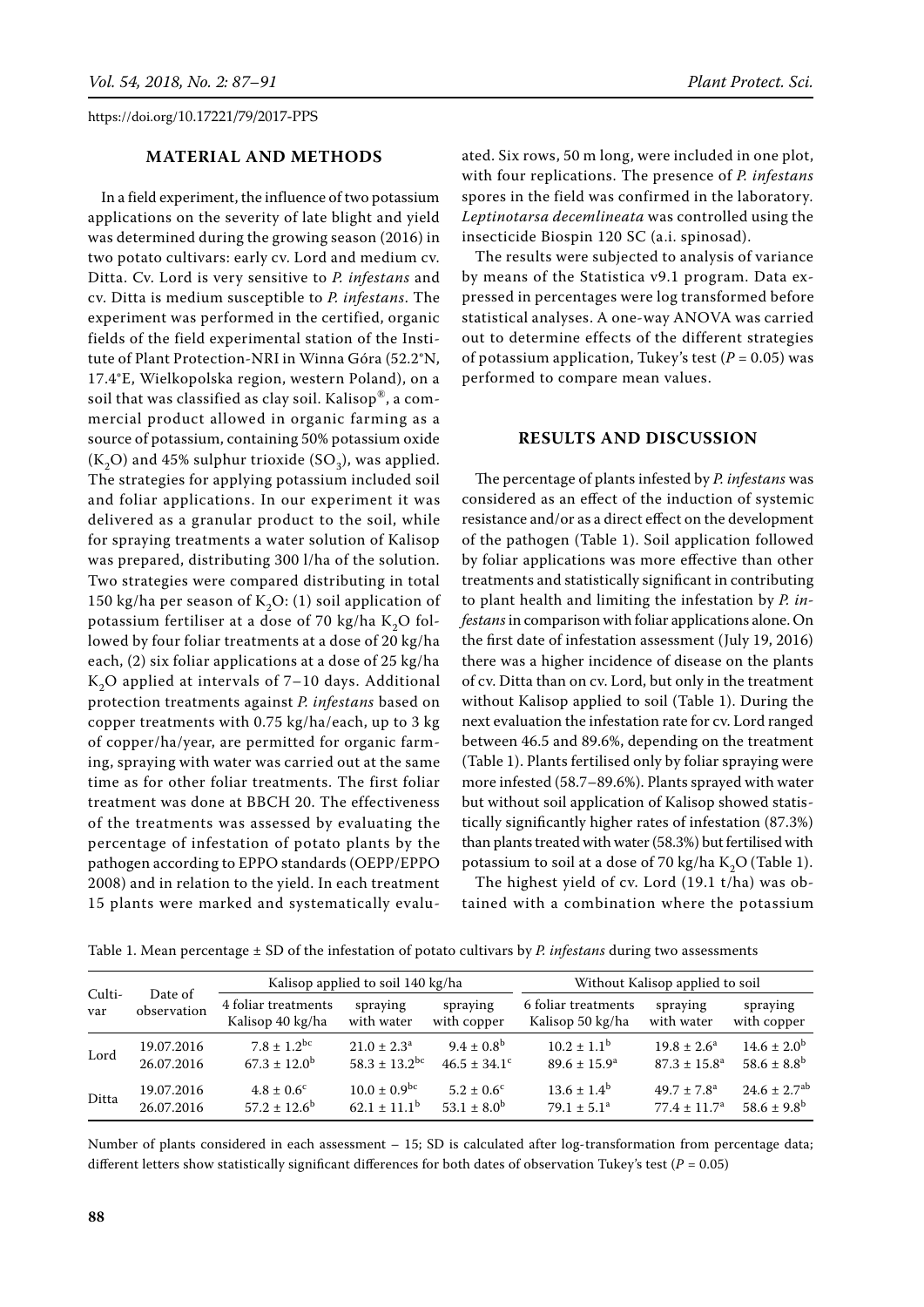## MATERIAL AND METHODS

In a field experiment, the influence of two potassium applications on the severity of late blight and yield was determined during the growing season (2016) in two potato cultivars: early cv. Lord and medium cv. Ditta. Cv. Lord is very sensitive to *P. infestans* and cv. Ditta is medium susceptible to *P. infestans*. The experiment was performed in the certified, organic fields of the field experimental station of the Institute of Plant Protection-NRI in Winna Góra (52.2°N, 17.4°E, Wielkopolska region, western Poland), on a soil that was classified as clay soil. Kalisop®, a commercial product allowed in organic farming as a source of potassium, containing 50% potassium oxide ($K_2O$) and 45% sulphur trioxide ($SO_3$), was applied. The strategies for applying potassium included soil and foliar applications. In our experiment it was delivered as a granular product to the soil, while for spraying treatments a water solution of Kalisop was prepared, distributing 300 l/ha of the solution. Two strategies were compared distributing in total 150 kg/ha per season of $K_2O$: (1) soil application of potassium fertiliser at a dose of 70 kg/ha $K_2O$ followed by four foliar treatments at a dose of 20 kg/ha each, (2) six foliar applications at a dose of 25 kg/ha $K_2O$ applied at intervals of 7–10 days. Additional protection treatments against *P. infestans* based on copper treatments with 0.75 kg/ha/each, up to 3 kg of copper/ha/year, are permitted for organic farming, spraying with water was carried out at the same time as for other foliar treatments. The first foliar treatment was done at BBCH 20. The effectiveness of the treatments was assessed by evaluating the percentage of infestation of potato plants by the pathogen according to EPPO standards (OEPP/EPPO 2008) and in relation to the yield. In each treatment 15 plants were marked and systematically evaluated. Six rows, 50 m long, were included in one plot, with four replications. The presence of *P. infestans* spores in the field was confirmed in the laboratory. *Leptinotarsa decemlineata* was controlled using the insecticide Biospin 120 SC (a.i. spinosad).

The results were subjected to analysis of variance by means of the Statistica v9.1 program. Data expressed in percentages were log transformed before statistical analyses. A one-way ANOVA was carried out to determine effects of the different strategies of potassium application, Tukey's test ($P = 0.05$) was performed to compare mean values.

## RESULTS AND DISCUSSION

The percentage of plants infested by *P. infestans* was considered as an effect of the induction of systemic resistance and/or as a direct effect on the development of the pathogen (Table 1). Soil application followed by foliar applications was more effective than other treatments and statistically significant in contributing to plant health and limiting the infestation by *P. infestans* in comparison with foliar applications alone. On the first date of infestation assessment (July 19, 2016) there was a higher incidence of disease on the plants of cv. Ditta than on cv. Lord, but only in the treatment without Kalisop applied to soil (Table 1). During the next evaluation the infestation rate for cv. Lord ranged between 46.5 and 89.6%, depending on the treatment (Table 1). Plants fertilised only by foliar spraying were more infested (58.7–89.6%). Plants sprayed with water but without soil application of Kalisop showed statistically significantly higher rates of infestation (87.3%) than plants treated with water (58.3%) but fertilised with potassium to soil at a dose of 70 kg/ha $K_2O$ (Table 1).

The highest yield of cv. Lord (19.1 t/ha) was obtained with a combination where the potassium

Table 1. Mean percentage ± SD of the infestation of potato cultivars by *P. infestans* during two assessments

| Cultivar | Date of observation | Kalisop applied to soil 140 kg/ha | | | Without Kalisop applied to soil | | |
|---|---|---|---|---|---|---|---|
| | | 4 foliar treatments Kalisop 40 kg/ha | spraying with water | spraying with copper | 6 foliar treatments Kalisop 50 kg/ha | spraying with water | spraying with copper |
| Lord | 19.07.2016 | $7.8 \pm 1.2^{bc}$ | $21.0 \pm 2.3^{a}$ | $9.4 \pm 0.8^{b}$ | $10.2 \pm 1.1^{b}$ | $19.8 \pm 2.6^{a}$ | $14.6 \pm 2.0^{b}$ |
| | 26.07.2016 | $67.3 \pm 12.0^{b}$ | $58.3 \pm 13.2^{bc}$ | $46.5 \pm 34.1^{c}$ | $89.6 \pm 15.9^{a}$ | $87.3 \pm 15.8^{a}$ | $58.6 \pm 8.8^{b}$ |
| Ditta | 19.07.2016 | $4.8 \pm 0.6^{c}$ | $10.0 \pm 0.9^{bc}$ | $5.2 \pm 0.6^{c}$ | $13.6 \pm 1.4^{b}$ | $49.7 \pm 7.8^{a}$ | $24.6 \pm 2.7^{ab}$ |
| | 26.07.2016 | $57.2 \pm 12.6^{b}$ | $62.1 \pm 11.1^{b}$ | $53.1 \pm 8.0^{b}$ | $79.1 \pm 5.1^{a}$ | $77.4 \pm 11.7^{a}$ | $58.6 \pm 9.8^{b}$ |

Number of plants considered in each assessment – 15; SD is calculated after log-transformation from percentage data; different letters show statistically significant differences for both dates of observation Tukey's test ($P = 0.05$)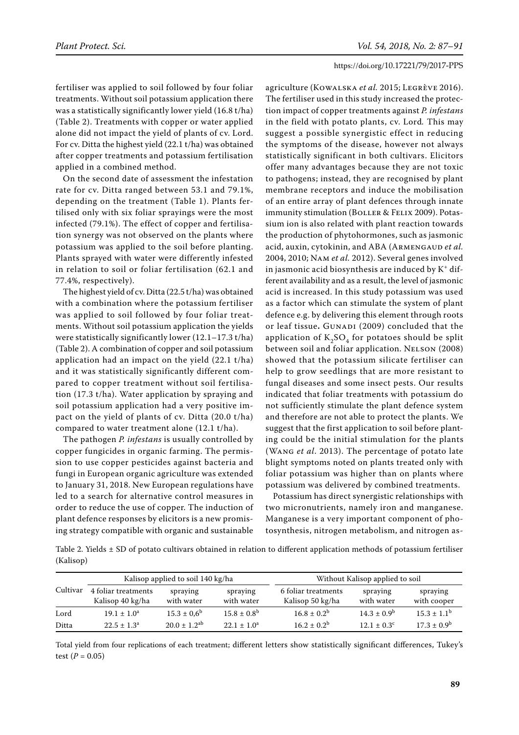fertiliser was applied to soil followed by four foliar treatments. Without soil potassium application there was a statistically significantly lower yield (16.8 t/ha) (Table 2). Treatments with copper or water applied alone did not impact the yield of plants of cv. Lord. For cv. Ditta the highest yield (22.1 t/ha) was obtained after copper treatments and potassium fertilisation applied in a combined method.

On the second date of assessment the infestation rate for cv. Ditta ranged between 53.1 and 79.1%, depending on the treatment (Table 1). Plants fertilised only with six foliar sprayings were the most infected (79.1%). The effect of copper and fertilisation synergy was not observed on the plants where potassium was applied to the soil before planting. Plants sprayed with water were differently infested in relation to soil or foliar fertilisation (62.1 and 77.4%, respectively).

The highest yield of cv. Ditta (22.5 t/ha) was obtained with a combination where the potassium fertiliser was applied to soil followed by four foliar treatments. Without soil potassium application the yields were statistically significantly lower (12.1–17.3 t/ha) (Table 2). A combination of copper and soil potassium application had an impact on the yield (22.1 t/ha) and it was statistically significantly different compared to copper treatment without soil fertilisation (17.3 t/ha). Water application by spraying and soil potassium application had a very positive impact on the yield of plants of cv. Ditta (20.0 t/ha) compared to water treatment alone (12.1 t/ha).

The pathogen *P. infestans* is usually controlled by copper fungicides in organic farming. The permission to use copper pesticides against bacteria and fungi in European organic agriculture was extended to January 31, 2018. New European regulations have led to a search for alternative control measures in order to reduce the use of copper. The induction of plant defence responses by elicitors is a new promising strategy compatible with organic and sustainable agriculture (Kowalska *et al.* 2015; Legrève 2016). The fertiliser used in this study increased the protection impact of copper treatments against *P. infestans* in the field with potato plants, cv. Lord*.* This may suggest a possible synergistic effect in reducing the symptoms of the disease, however not always statistically significant in both cultivars. Elicitors offer many advantages because they are not toxic to pathogens; instead, they are recognised by plant membrane receptors and induce the mobilisation of an entire array of plant defences through innate immunity stimulation (Boller & Felix 2009). Potassium ion is also related with plant reaction towards the production of phytohormones, such as jasmonic acid, auxin, cytokinin, and ABA (Armengaud *et al.* 2004, 2010; Nam *et al.* 2012). Several genes involved in jasmonic acid biosynthesis are induced by $K^+$ different availability and as a result, the level of jasmonic acid is increased. In this study potassium was used as a factor which can stimulate the system of plant defence e.g. by delivering this element through roots or leaf tissue**.** Gunadi (2009) concluded that the application of $K_2SO_4$ for potatoes should be split between soil and foliar application. Nelson (2008) showed that the potassium silicate fertiliser can help to grow seedlings that are more resistant to fungal diseases and some insect pests. Our results indicated that foliar treatments with potassium do not sufficiently stimulate the plant defence system and therefore are not able to protect the plants. We suggest that the first application to soil before planting could be the initial stimulation for the plants (Wang *et al*. 2013). The percentage of potato late blight symptoms noted on plants treated only with foliar potassium was higher than on plants where potassium was delivered by combined treatments.

Potassium has direct synergistic relationships with two micronutrients, namely iron and manganese. Manganese is a very important component of photosynthesis, nitrogen metabolism, and nitrogen as-

Table 2. Yields ± SD of potato cultivars obtained in relation to different application methods of potassium fertiliser (Kalisop)

| Cultivar | Kalisop applied to soil 140 kg/ha | | | Without Kalisop applied to soil | | |
|---|---|---|---|---|---|---|
| | 4 foliar treatments Kalisop 40 kg/ha | spraying with water | spraying with water | 6 foliar treatments Kalisop 50 kg/ha | spraying with water | spraying with cooper |
| Lord | $19.1 \pm 1.0^a$ | $15.3 \pm 0{,}6^b$ | $15.8 \pm 0.8^b$ | $16.8 \pm 0.2^b$ | $14.3 \pm 0.9^b$ | $15.3 \pm 1.1^b$ |
| Ditta | $22.5 \pm 1.3^a$ | $20.0 \pm 1.2^{ab}$ | $22.1 \pm 1.0^a$ | $16.2 \pm 0.2^b$ | $12.1 \pm 0.3^c$ | $17.3 \pm 0.9^b$ |

Total yield from four replications of each treatment; different letters show statistically significant differences, Tukey's test ($P = 0.05$)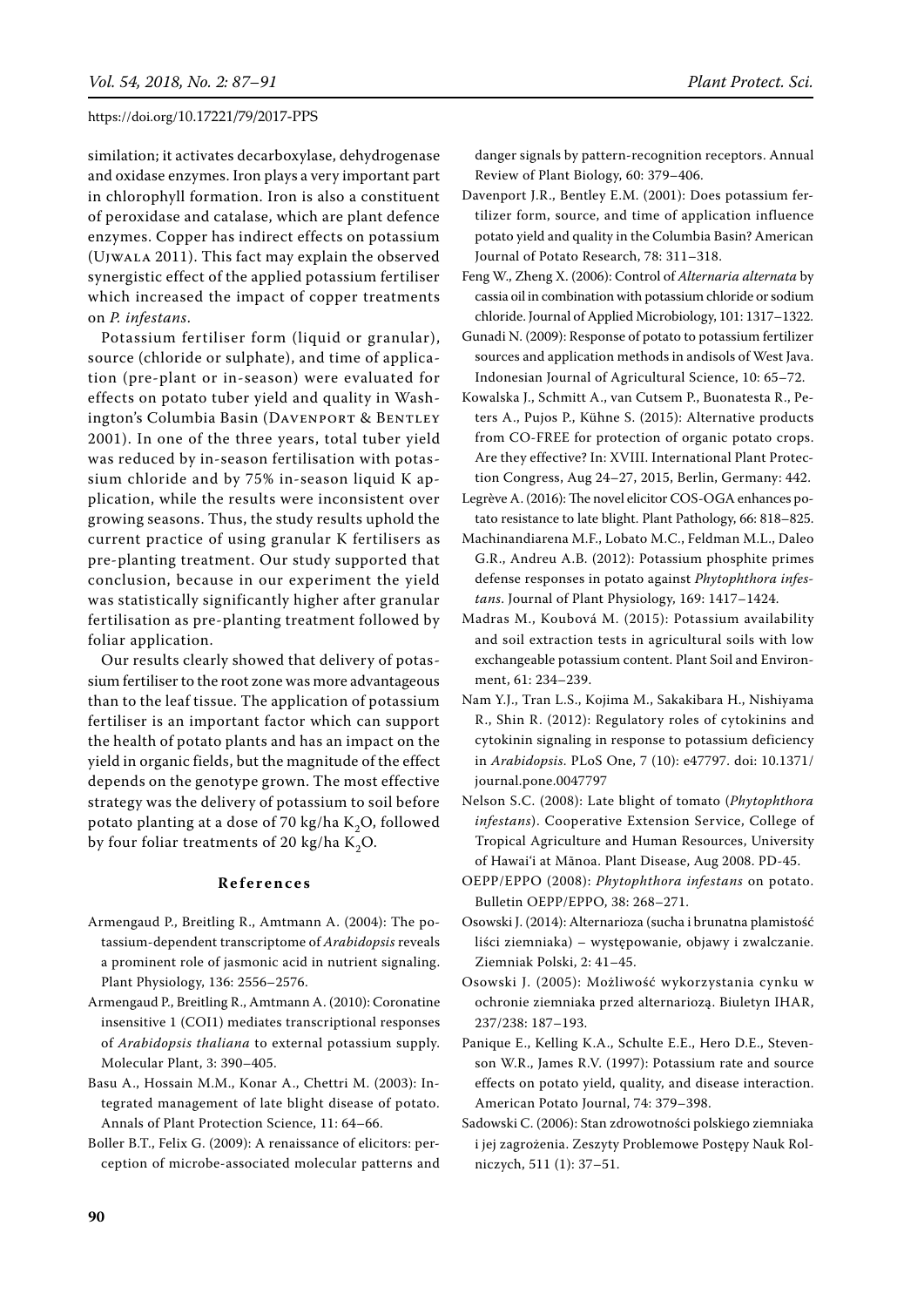similation; it activates decarboxylase, dehydrogenase and oxidase enzymes. Iron plays a very important part in chlorophyll formation. Iron is also a constituent of peroxidase and catalase, which are plant defence enzymes. Copper has indirect effects on potassium (Ujwala 2011). This fact may explain the observed synergistic effect of the applied potassium fertiliser which increased the impact of copper treatments on *P. infestans*.

Potassium fertiliser form (liquid or granular), source (chloride or sulphate), and time of application (pre-plant or in-season) were evaluated for effects on potato tuber yield and quality in Washington's Columbia Basin (Davenport & Bentley 2001). In one of the three years, total tuber yield was reduced by in-season fertilisation with potassium chloride and by 75% in-season liquid K application, while the results were inconsistent over growing seasons. Thus, the study results uphold the current practice of using granular K fertilisers as pre-planting treatment. Our study supported that conclusion, because in our experiment the yield was statistically significantly higher after granular fertilisation as pre-planting treatment followed by foliar application.

Our results clearly showed that delivery of potassium fertiliser to the root zone was more advantageous than to the leaf tissue. The application of potassium fertiliser is an important factor which can support the health of potato plants and has an impact on the yield in organic fields, but the magnitude of the effect depends on the genotype grown. The most effective strategy was the delivery of potassium to soil before potato planting at a dose of 70 kg/ha $K_2O$, followed by four foliar treatments of 20 kg/ha $K_2O$.

## References

Armengaud P., Breitling R., Amtmann A. (2004): The potassium-dependent transcriptome of *Arabidopsis* reveals a prominent role of jasmonic acid in nutrient signaling. Plant Physiology, 136: 2556–2576.

Armengaud P., Breitling R., Amtmann A. (2010): Coronatine insensitive 1 (COI1) mediates transcriptional responses of *Arabidopsis thaliana* to external potassium supply. Molecular Plant, 3: 390–405.

Basu A., Hossain M.M., Konar A., Chettri M. (2003): Integrated management of late blight disease of potato. Annals of Plant Protection Science, 11: 64–66.

Boller B.T., Felix G. (2009): A renaissance of elicitors: perception of microbe-associated molecular patterns and danger signals by pattern-recognition receptors. Annual Review of Plant Biology, 60: 379–406.

Davenport J.R., Bentley E.M. (2001): Does potassium fertilizer form, source, and time of application influence potato yield and quality in the Columbia Basin? American Journal of Potato Research, 78: 311–318.

Feng W., Zheng X. (2006): Control of *Alternaria alternata* by cassia oil in combination with potassium chloride or sodium chloride. Journal of Applied Microbiology, 101: 1317–1322.

Gunadi N. (2009): Response of potato to potassium fertilizer sources and application methods in andisols of West Java. Indonesian Journal of Agricultural Science, 10: 65–72.

Kowalska J., Schmitt A., van Cutsem P., Buonatesta R., Peters A., Pujos P., Kühne S. (2015): Alternative products from CO-FREE for protection of organic potato crops. Are they effective? In: XVIII. International Plant Protection Congress, Aug 24–27, 2015, Berlin, Germany: 442.

Legrève A. (2016): The novel elicitor COS-OGA enhances potato resistance to late blight. Plant Pathology, 66: 818–825.

Machinandiarena M.F., Lobato M.C., Feldman M.L., Daleo G.R., Andreu A.B. (2012): Potassium phosphite primes defense responses in potato against *Phytophthora infestans*. Journal of Plant Physiology, 169: 1417–1424.

Madras M., Koubová M. (2015): Potassium availability and soil extraction tests in agricultural soils with low exchangeable potassium content. Plant Soil and Environment, 61: 234–239.

Nam Y.J., Tran L.S., Kojima M., Sakakibara H., Nishiyama R., Shin R. (2012): Regulatory roles of cytokinins and cytokinin signaling in response to potassium deficiency in *Arabidopsis*. PLoS One, 7 (10): e47797. doi: 10.1371/journal.pone.0047797

Nelson S.C. (2008): Late blight of tomato (*Phytophthora infestans*). Cooperative Extension Service, College of Tropical Agriculture and Human Resources, University of Hawai'i at Mānoa. Plant Disease, Aug 2008. PD-45.

OEPP/EPPO (2008): *Phytophthora infestans* on potato. Bulletin OEPP/EPPO, 38: 268–271.

Osowski J. (2014): Alternarioza (sucha i brunatna plamistość liści ziemniaka) – występowanie, objawy i zwalczanie. Ziemniak Polski, 2: 41–45.

Osowski J. (2005): Możliwość wykorzystania cynku w ochronie ziemniaka przed alternariozą. Biuletyn IHAR, 237/238: 187–193.

Panique E., Kelling K.A., Schulte E.E., Hero D.E., Stevenson W.R., James R.V. (1997): Potassium rate and source effects on potato yield, quality, and disease interaction. American Potato Journal, 74: 379–398.

Sadowski C. (2006): Stan zdrowotności polskiego ziemniaka i jej zagrożenia. Zeszyty Problemowe Postępy Nauk Rolniczych, 511 (1): 37–51.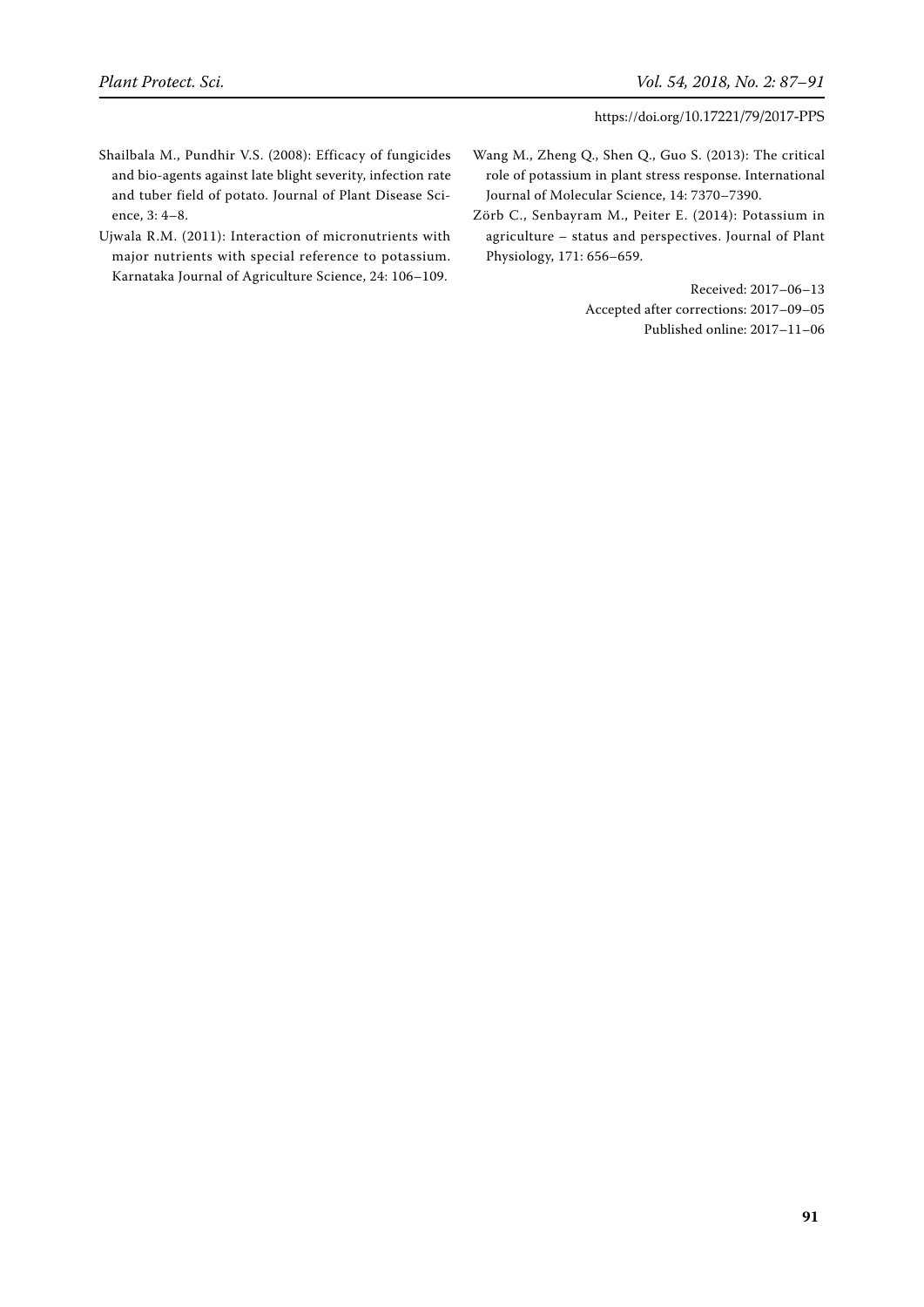Shailbala M., Pundhir V.S. (2008): Efficacy of fungicides and bio-agents against late blight severity, infection rate and tuber field of potato. Journal of Plant Disease Science, 3: 4–8.

Ujwala R.M. (2011): Interaction of micronutrients with major nutrients with special reference to potassium. Karnataka Journal of Agriculture Science, 24: 106–109.

Wang M., Zheng Q., Shen Q., Guo S. (2013): The critical role of potassium in plant stress response. International Journal of Molecular Science, 14: 7370–7390.

Zörb C., Senbayram M., Peiter E. (2014): Potassium in agriculture – status and perspectives. Journal of Plant Physiology, 171: 656–659.

Received: 2017–06–13
Accepted after corrections: 2017–09–05
Published online: 2017–11–06